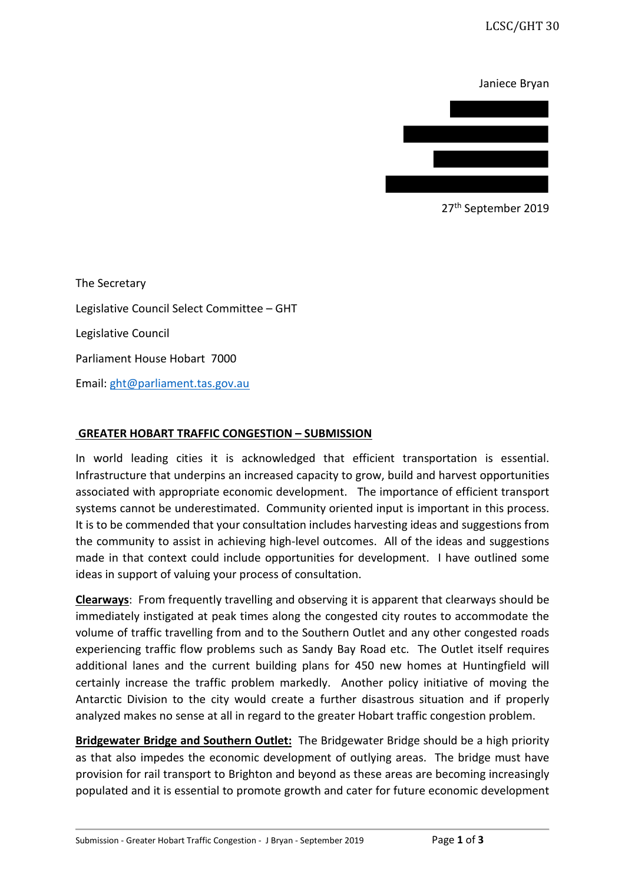Janiece Bryan

27th September 2019

The Secretary

Legislative Council Select Committee – GHT

Legislative Council

Parliament House Hobart 7000

Email: ght@parliament.tas.gov.au

**GREATER HOBART TRAFFIC CONGESTION – SUBMISSION**

In world leading cities it is acknowledged that efficient transportation is essential. Infrastructure that underpins an increased capacity to grow, build and harvest opportunities associated with appropriate economic development. The importance of efficient transport systems cannot be underestimated. Community oriented input is important in this process. It is to be commended that your consultation includes harvesting ideas and suggestions from the community to assist in achieving high-level outcomes. All of the ideas and suggestions made in that context could include opportunities for development. I have outlined some ideas in support of valuing your process of consultation.

**Clearways**: From frequently travelling and observing it is apparent that clearways should be immediately instigated at peak times along the congested city routes to accommodate the volume of traffic travelling from and to the Southern Outlet and any other congested roads experiencing traffic flow problems such as Sandy Bay Road etc. The Outlet itself requires additional lanes and the current building plans for 450 new homes at Huntingfield will certainly increase the traffic problem markedly. Another policy initiative of moving the Antarctic Division to the city would create a further disastrous situation and if properly analyzed makes no sense at all in regard to the greater Hobart traffic congestion problem.

**Bridgewater Bridge and Southern Outlet:** The Bridgewater Bridge should be a high priority as that also impedes the economic development of outlying areas. The bridge must have provision for rail transport to Brighton and beyond as these areas are becoming increasingly populated and it is essential to promote growth and cater for future economic development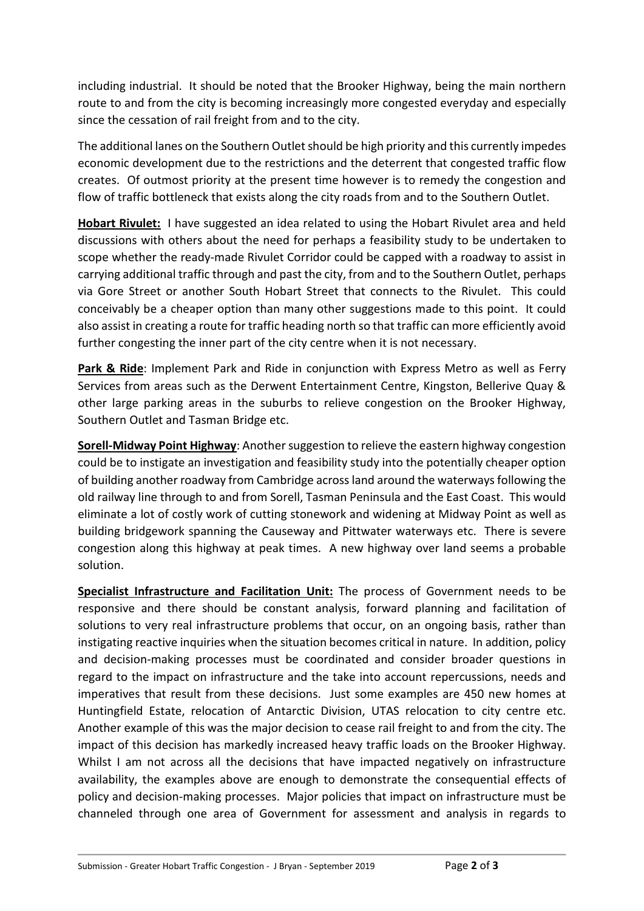including industrial. It should be noted that the Brooker Highway, being the main northern route to and from the city is becoming increasingly more congested everyday and especially since the cessation of rail freight from and to the city.

The additional lanes on the Southern Outlet should be high priority and this currently impedes economic development due to the restrictions and the deterrent that congested traffic flow creates. Of outmost priority at the present time however is to remedy the congestion and flow of traffic bottleneck that exists along the city roads from and to the Southern Outlet.

**Hobart Rivulet:** I have suggested an idea related to using the Hobart Rivulet area and held discussions with others about the need for perhaps a feasibility study to be undertaken to scope whether the ready-made Rivulet Corridor could be capped with a roadway to assist in carrying additional traffic through and past the city, from and to the Southern Outlet, perhaps via Gore Street or another South Hobart Street that connects to the Rivulet. This could conceivably be a cheaper option than many other suggestions made to this point. It could also assist in creating a route for traffic heading north so that traffic can more efficiently avoid further congesting the inner part of the city centre when it is not necessary.

**Park & Ride**: Implement Park and Ride in conjunction with Express Metro as well as Ferry Services from areas such as the Derwent Entertainment Centre, Kingston, Bellerive Quay & other large parking areas in the suburbs to relieve congestion on the Brooker Highway, Southern Outlet and Tasman Bridge etc.

**Sorell-Midway Point Highway**: Another suggestion to relieve the eastern highway congestion could be to instigate an investigation and feasibility study into the potentially cheaper option of building another roadway from Cambridge across land around the waterways following the old railway line through to and from Sorell, Tasman Peninsula and the East Coast. This would eliminate a lot of costly work of cutting stonework and widening at Midway Point as well as building bridgework spanning the Causeway and Pittwater waterways etc. There is severe congestion along this highway at peak times. A new highway over land seems a probable solution.

**Specialist Infrastructure and Facilitation Unit:** The process of Government needs to be responsive and there should be constant analysis, forward planning and facilitation of solutions to very real infrastructure problems that occur, on an ongoing basis, rather than instigating reactive inquiries when the situation becomes critical in nature. In addition, policy and decision-making processes must be coordinated and consider broader questions in regard to the impact on infrastructure and the take into account repercussions, needs and imperatives that result from these decisions. Just some examples are 450 new homes at Huntingfield Estate, relocation of Antarctic Division, UTAS relocation to city centre etc. Another example of this was the major decision to cease rail freight to and from the city. The impact of this decision has markedly increased heavy traffic loads on the Brooker Highway. Whilst I am not across all the decisions that have impacted negatively on infrastructure availability, the examples above are enough to demonstrate the consequential effects of policy and decision-making processes. Major policies that impact on infrastructure must be channeled through one area of Government for assessment and analysis in regards to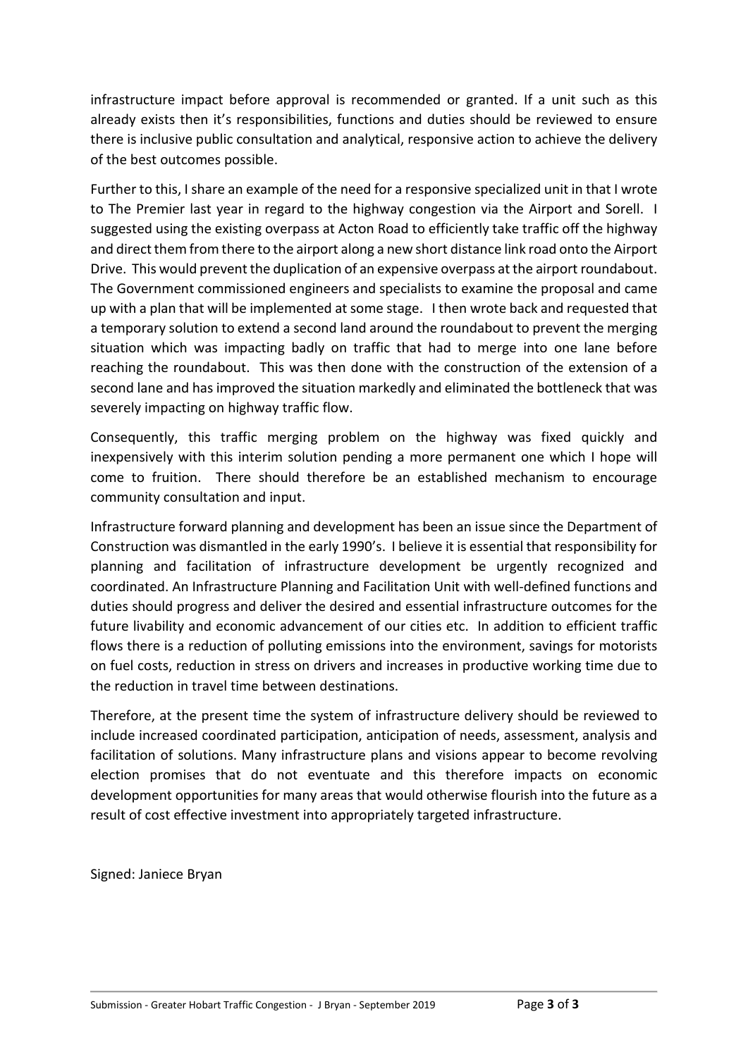infrastructure impact before approval is recommended or granted. If a unit such as this already exists then it's responsibilities, functions and duties should be reviewed to ensure there is inclusive public consultation and analytical, responsive action to achieve the delivery of the best outcomes possible.

Further to this, I share an example of the need for a responsive specialized unit in that I wrote to The Premier last year in regard to the highway congestion via the Airport and Sorell. I suggested using the existing overpass at Acton Road to efficiently take traffic off the highway and direct them from there to the airport along a new short distance link road onto the Airport Drive. This would prevent the duplication of an expensive overpass at the airport roundabout. The Government commissioned engineers and specialists to examine the proposal and came up with a plan that will be implemented at some stage. I then wrote back and requested that a temporary solution to extend a second land around the roundabout to prevent the merging situation which was impacting badly on traffic that had to merge into one lane before reaching the roundabout. This was then done with the construction of the extension of a second lane and has improved the situation markedly and eliminated the bottleneck that was severely impacting on highway traffic flow.

Consequently, this traffic merging problem on the highway was fixed quickly and inexpensively with this interim solution pending a more permanent one which I hope will come to fruition. There should therefore be an established mechanism to encourage community consultation and input.

Infrastructure forward planning and development has been an issue since the Department of Construction was dismantled in the early 1990's. I believe it is essential that responsibility for planning and facilitation of infrastructure development be urgently recognized and coordinated. An Infrastructure Planning and Facilitation Unit with well-defined functions and duties should progress and deliver the desired and essential infrastructure outcomes for the future livability and economic advancement of our cities etc. In addition to efficient traffic flows there is a reduction of polluting emissions into the environment, savings for motorists on fuel costs, reduction in stress on drivers and increases in productive working time due to the reduction in travel time between destinations.

Therefore, at the present time the system of infrastructure delivery should be reviewed to include increased coordinated participation, anticipation of needs, assessment, analysis and facilitation of solutions. Many infrastructure plans and visions appear to become revolving election promises that do not eventuate and this therefore impacts on economic development opportunities for many areas that would otherwise flourish into the future as a result of cost effective investment into appropriately targeted infrastructure.

Signed: Janiece Bryan